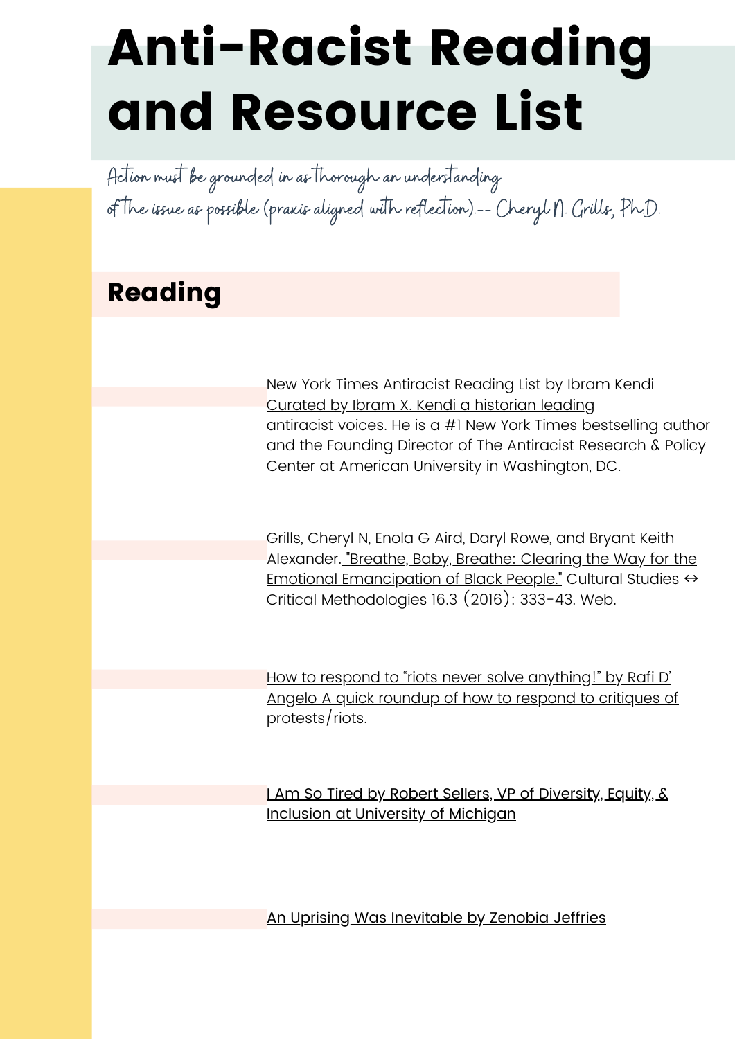# Anti-Racist Reading and Resource List

*Action must be grounded in as thorough an understanding of the issue as possible (praxis aligned with reflection).-- Cheryl N. Grills, Ph.D.*

## Reading

New York Times Antiracist Reading List by Ibram Kendi Curated by Ibram X. Kendi a historian leading antiracist voices. He is a #1 New York Times bestselling author and the Founding Director of The Antiracist Research & Policy Center at American University in Washington, DC.

Grills, Cheryl N, Enola G Aird, Daryl Rowe, and Bryant Keith Alexander. "Breathe, Baby, Breathe: Clearing the Way for the Emotional Emancipation of Black People." Cultural Studies ↔ Critical Methodologies 16.3 (2016): 333-43. Web.

How to respond to "riots never solve anything!" by Rafi D' Angelo A quick roundup of how to respond to critiques of protests/riots.

I Am So Tired by Robert Sellers, VP of Diversity, Equity, & Inclusion at University of Michigan

An Uprising Was Inevitable by Zenobia Jeffries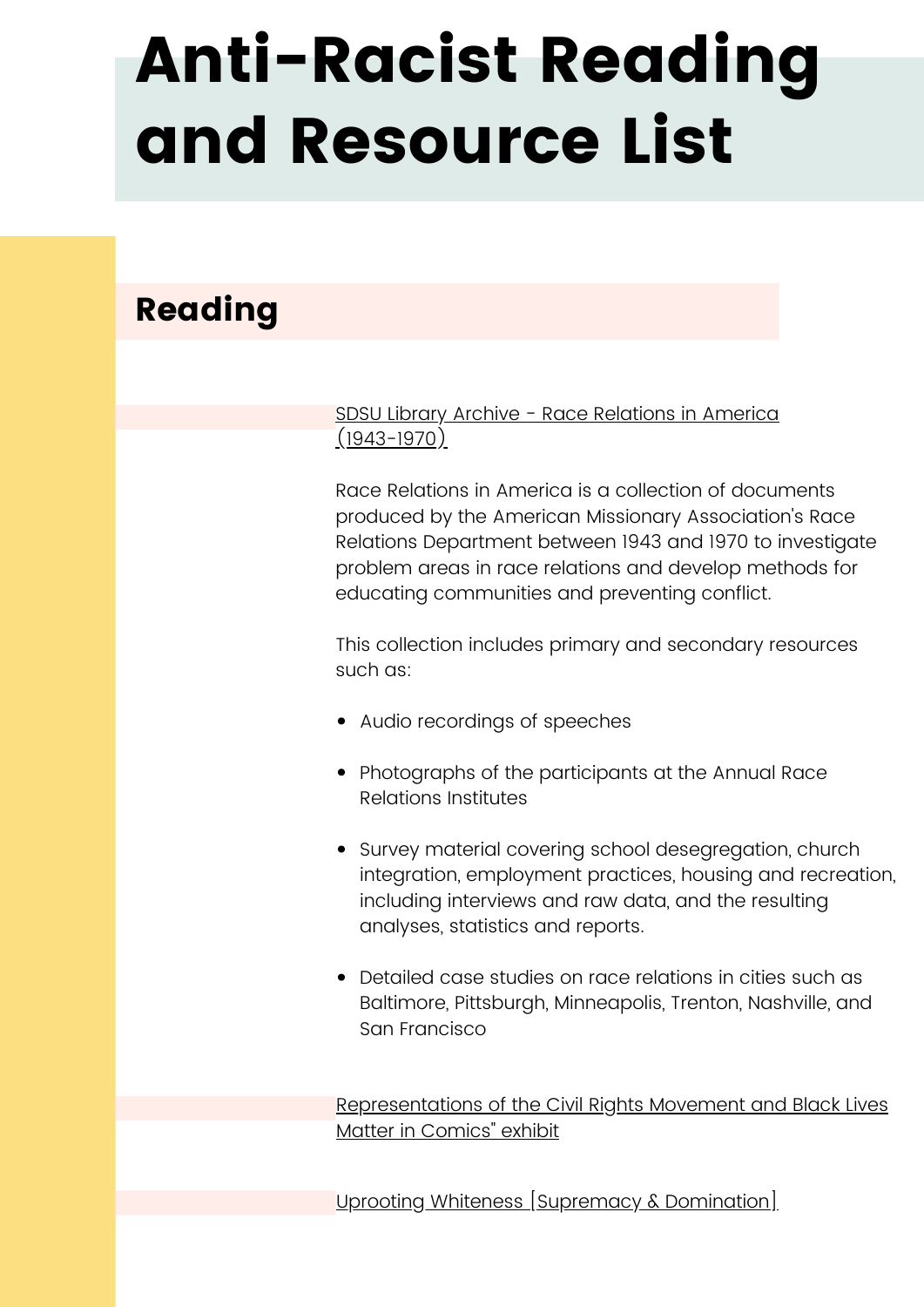# Anti-Racist Reading and Resource List

## Reading

SDSU Library Archive - Race Relations in America (1943-1970)

Race Relations in America is a collection of documents produced by the American Missionary Association's Race Relations Department between 1943 and 1970 to investigate problem areas in race relations and develop methods for educating communities and preventing conflict.

This collection includes primary and secondary resources such as:

- Audio recordings of speeches
- Photographs of the participants at the Annual Race Relations Institutes
- Survey material covering school desegregation, church integration, employment practices, housing and recreation, including interviews and raw data, and the resulting analyses, statistics and reports.
- Detailed case studies on race relations in cities such as Baltimore, Pittsburgh, Minneapolis, Trenton, Nashville, and San Francisco

Representations of the Civil Rights Movement and Black Lives Matter in Comics" exhibit

Uprooting Whiteness [Supremacy & Domination]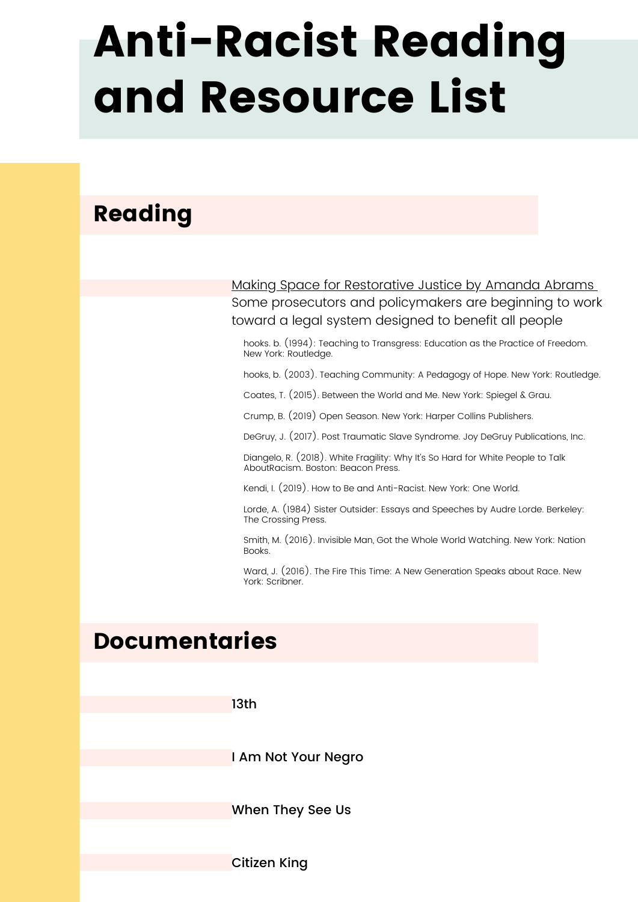# Anti-Racist Reading and Resource List

## Reading

Making Space for Restorative Justice by Amanda Abrams
Some prosecutors and policymakers are beginning to work toward a legal system designed to benefit all people

hooks. b. (1994): Teaching to Transgress: Education as the Practice of Freedom. New York: Routledge.

hooks, b. (2003). Teaching Community: A Pedagogy of Hope. New York: Routledge.

Coates, T. (2015). Between the World and Me. New York: Spiegel & Grau.

Crump, B. (2019) Open Season. New York: Harper Collins Publishers.

DeGruy, J. (2017). Post Traumatic Slave Syndrome. Joy DeGruy Publications, Inc.

Diangelo, R. (2018). White Fragility: Why It's So Hard for White People to Talk AboutRacism. Boston: Beacon Press.

Kendi, I. (2019). How to Be and Anti-Racist. New York: One World.

Lorde, A. (1984) Sister Outsider: Essays and Speeches by Audre Lorde. Berkeley: The Crossing Press.

Smith, M. (2016). Invisible Man, Got the Whole World Watching. New York: Nation Books.

Ward, J. (2016). The Fire This Time: A New Generation Speaks about Race. New York: Scribner.

## Documentaries

13th

I Am Not Your Negro

When They See Us

Citizen King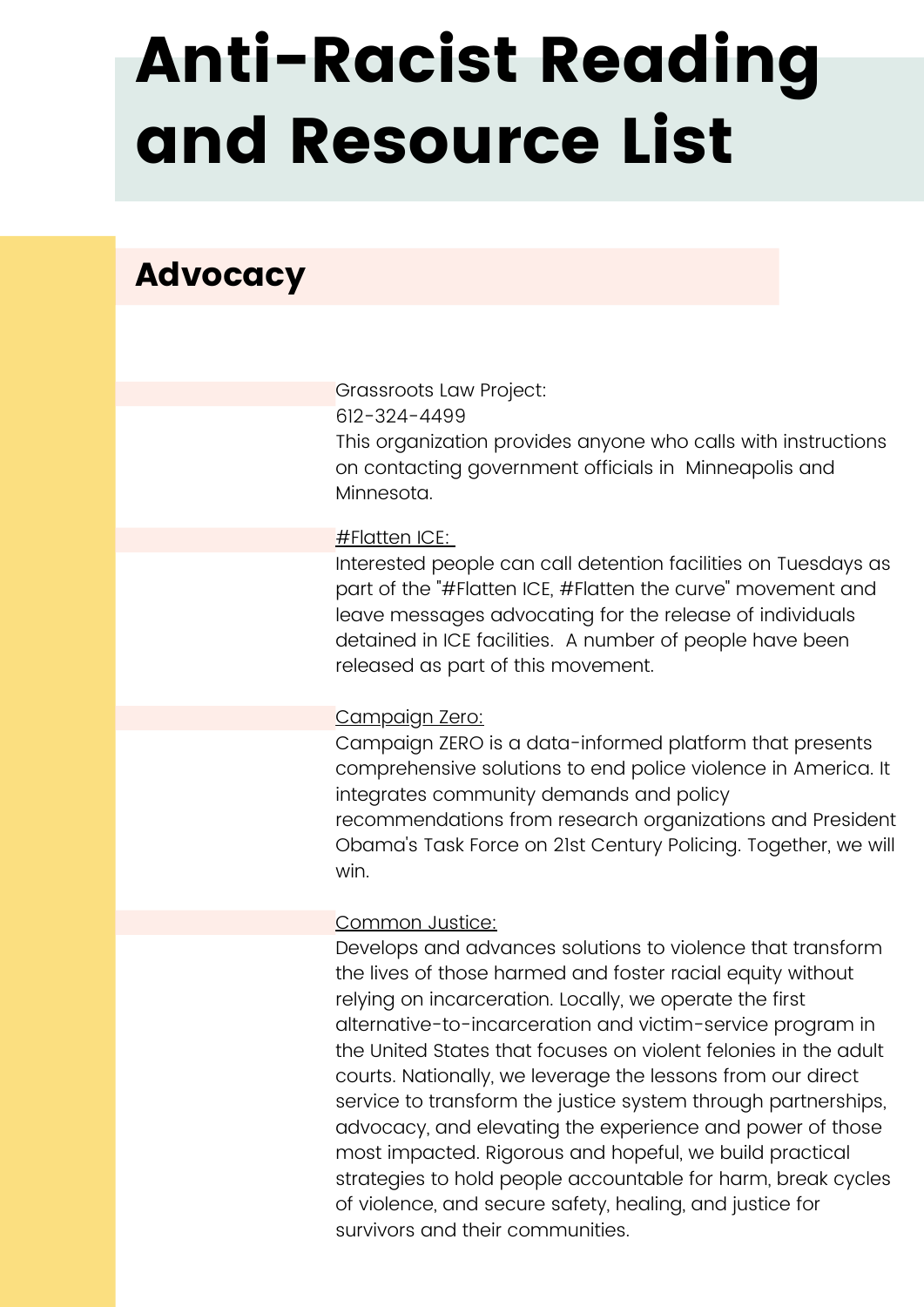# Anti-Racist Reading and Resource List

## Advocacy

Grassroots Law Project:
612-324-4499
This organization provides anyone who calls with instructions on contacting government officials in Minneapolis and Minnesota.

#Flatten ICE:
Interested people can call detention facilities on Tuesdays as part of the "#Flatten ICE, #Flatten the curve" movement and leave messages advocating for the release of individuals detained in ICE facilities. A number of people have been released as part of this movement.

Campaign Zero:
Campaign ZERO is a data-informed platform that presents comprehensive solutions to end police violence in America. It integrates community demands and policy recommendations from research organizations and President Obama's Task Force on 21st Century Policing. Together, we will win.

Common Justice:
Develops and advances solutions to violence that transform the lives of those harmed and foster racial equity without relying on incarceration. Locally, we operate the first alternative-to-incarceration and victim-service program in the United States that focuses on violent felonies in the adult courts. Nationally, we leverage the lessons from our direct service to transform the justice system through partnerships, advocacy, and elevating the experience and power of those most impacted. Rigorous and hopeful, we build practical strategies to hold people accountable for harm, break cycles of violence, and secure safety, healing, and justice for survivors and their communities.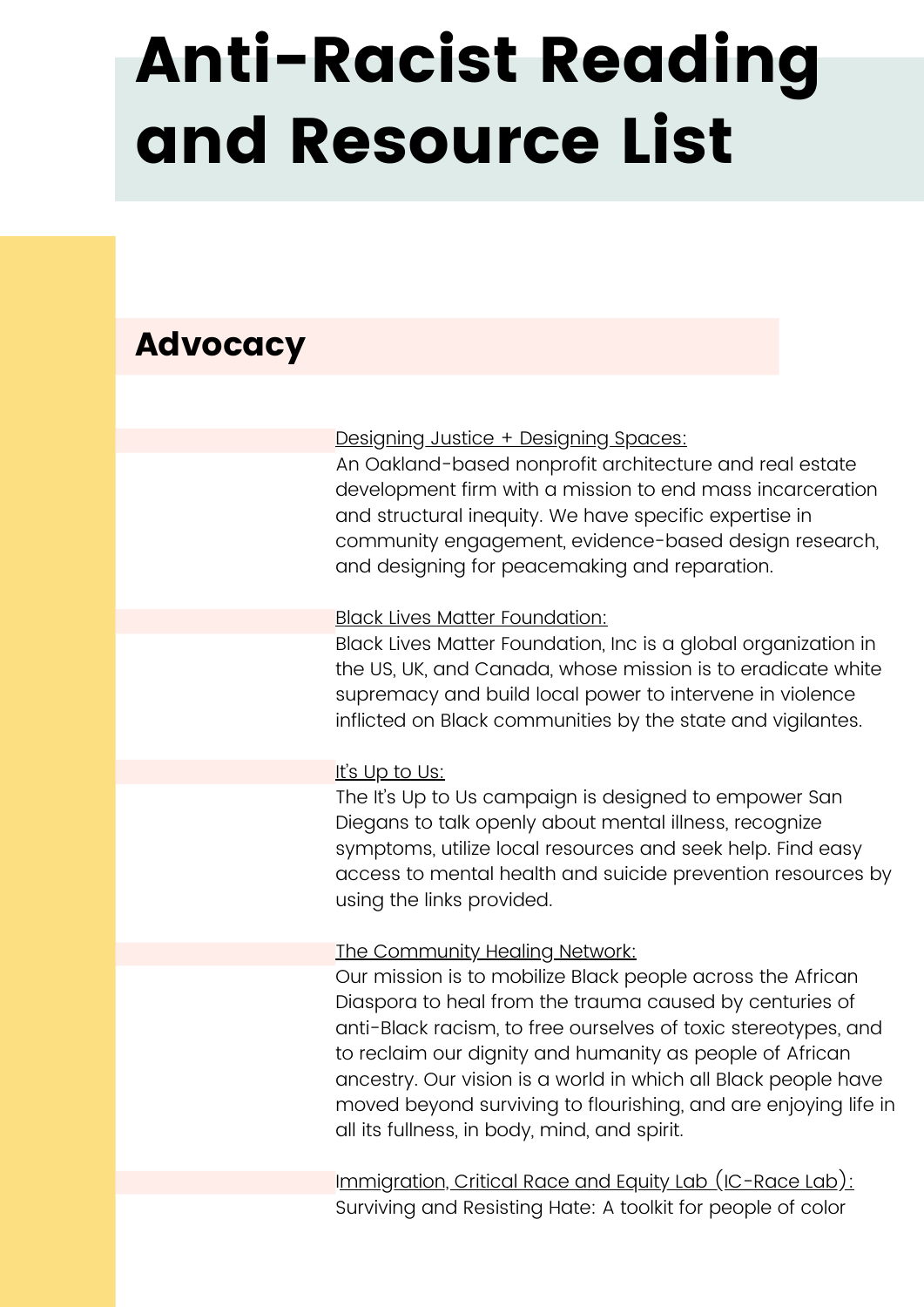# Anti-Racist Reading and Resource List

## Advocacy

Designing Justice + Designing Spaces:
An Oakland-based nonprofit architecture and real estate development firm with a mission to end mass incarceration and structural inequity. We have specific expertise in community engagement, evidence-based design research, and designing for peacemaking and reparation.

Black Lives Matter Foundation:
Black Lives Matter Foundation, Inc is a global organization in the US, UK, and Canada, whose mission is to eradicate white supremacy and build local power to intervene in violence inflicted on Black communities by the state and vigilantes.

It's Up to Us:
The It's Up to Us campaign is designed to empower San Diegans to talk openly about mental illness, recognize symptoms, utilize local resources and seek help. Find easy access to mental health and suicide prevention resources by using the links provided.

The Community Healing Network:
Our mission is to mobilize Black people across the African Diaspora to heal from the trauma caused by centuries of anti-Black racism, to free ourselves of toxic stereotypes, and to reclaim our dignity and humanity as people of African ancestry. Our vision is a world in which all Black people have moved beyond surviving to flourishing, and are enjoying life in all its fullness, in body, mind, and spirit.

Immigration, Critical Race and Equity Lab (IC-Race Lab):
Surviving and Resisting Hate: A toolkit for people of color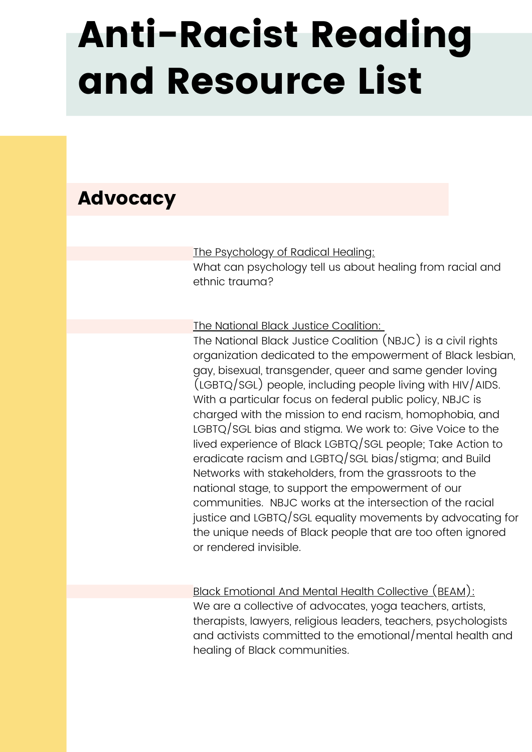# Anti-Racist Reading and Resource List

## Advocacy

The Psychology of Radical Healing:
What can psychology tell us about healing from racial and ethnic trauma?

The National Black Justice Coalition:
The National Black Justice Coalition (NBJC) is a civil rights organization dedicated to the empowerment of Black lesbian, gay, bisexual, transgender, queer and same gender loving (LGBTQ/SGL) people, including people living with HIV/AIDS. With a particular focus on federal public policy, NBJC is charged with the mission to end racism, homophobia, and LGBTQ/SGL bias and stigma. We work to: Give Voice to the lived experience of Black LGBTQ/SGL people; Take Action to eradicate racism and LGBTQ/SGL bias/stigma; and Build Networks with stakeholders, from the grassroots to the national stage, to support the empowerment of our communities. NBJC works at the intersection of the racial justice and LGBTQ/SGL equality movements by advocating for the unique needs of Black people that are too often ignored or rendered invisible.

Black Emotional And Mental Health Collective (BEAM):
We are a collective of advocates, yoga teachers, artists, therapists, lawyers, religious leaders, teachers, psychologists and activists committed to the emotional/mental health and healing of Black communities.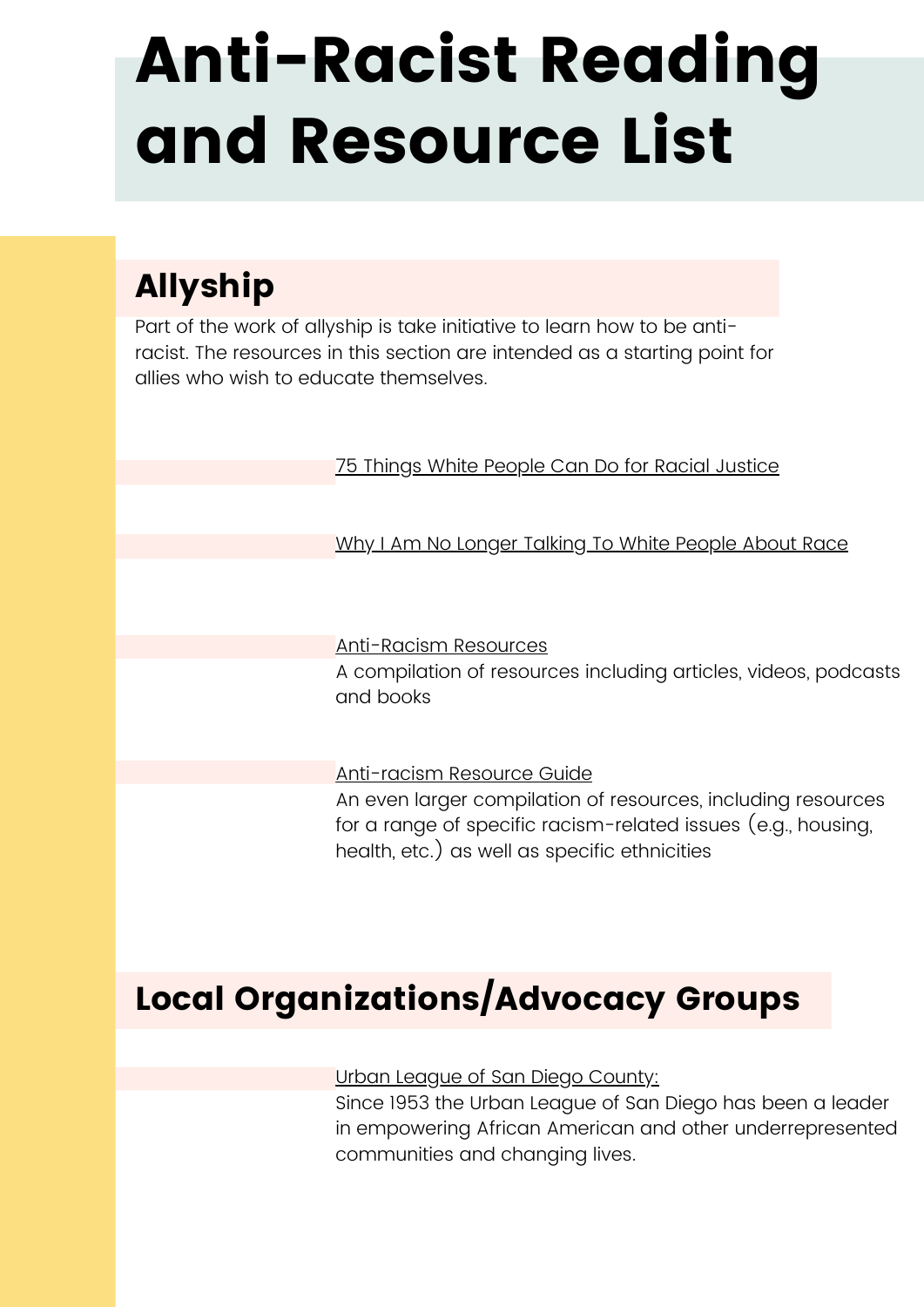# Anti-Racist Reading and Resource List

## Allyship

Part of the work of allyship is take initiative to learn how to be anti-racist. The resources in this section are intended as a starting point for allies who wish to educate themselves.

75 Things White People Can Do for Racial Justice

Why I Am No Longer Talking To White People About Race

Anti-Racism Resources
A compilation of resources including articles, videos, podcasts and books

Anti-racism Resource Guide
An even larger compilation of resources, including resources for a range of specific racism-related issues (e.g., housing, health, etc.) as well as specific ethnicities

## Local Organizations/Advocacy Groups

Urban League of San Diego County:
Since 1953 the Urban League of San Diego has been a leader in empowering African American and other underrepresented communities and changing lives.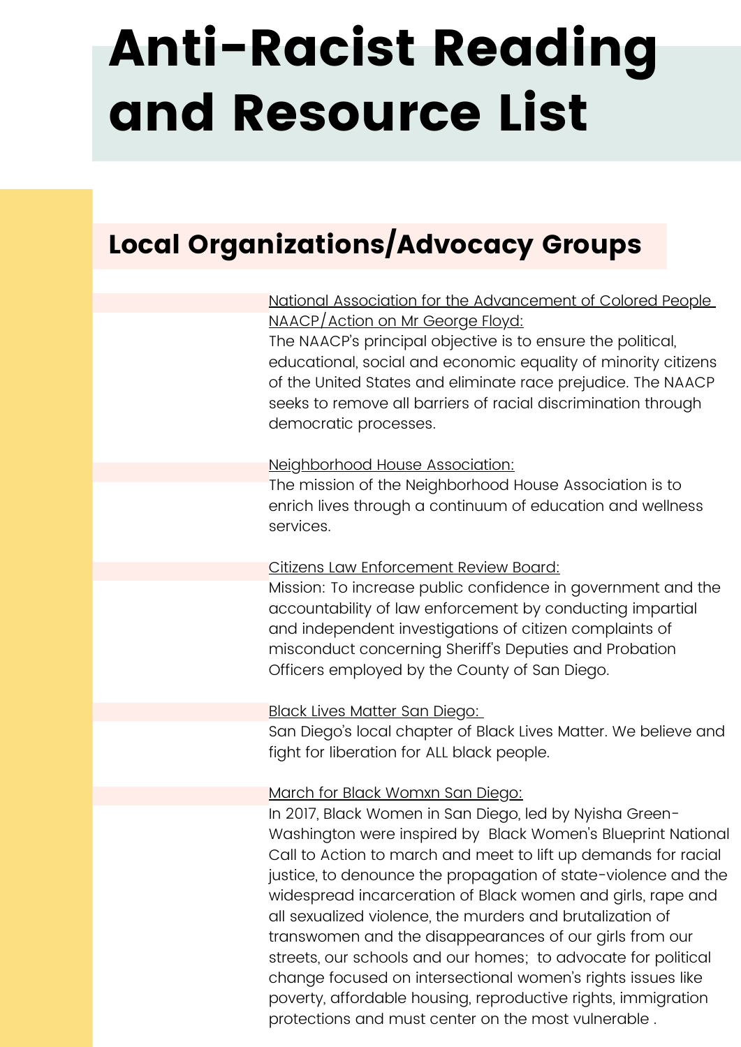# Anti-Racist Reading and Resource List

## Local Organizations/Advocacy Groups

National Association for the Advancement of Colored People NAACP/Action on Mr George Floyd:

The NAACP's principal objective is to ensure the political, educational, social and economic equality of minority citizens of the United States and eliminate race prejudice. The NAACP seeks to remove all barriers of racial discrimination through democratic processes.

Neighborhood House Association:

The mission of the Neighborhood House Association is to enrich lives through a continuum of education and wellness services.

Citizens Law Enforcement Review Board:

Mission: To increase public confidence in government and the accountability of law enforcement by conducting impartial and independent investigations of citizen complaints of misconduct concerning Sheriff's Deputies and Probation Officers employed by the County of San Diego.

Black Lives Matter San Diego:

San Diego's local chapter of Black Lives Matter. We believe and fight for liberation for ALL black people.

March for Black Womxn San Diego:

In 2017, Black Women in San Diego, led by Nyisha Green-Washington were inspired by Black Women's Blueprint National Call to Action to march and meet to lift up demands for racial justice, to denounce the propagation of state-violence and the widespread incarceration of Black women and girls, rape and all sexualized violence, the murders and brutalization of transwomen and the disappearances of our girls from our streets, our schools and our homes; to advocate for political change focused on intersectional women's rights issues like poverty, affordable housing, reproductive rights, immigration protections and must center on the most vulnerable .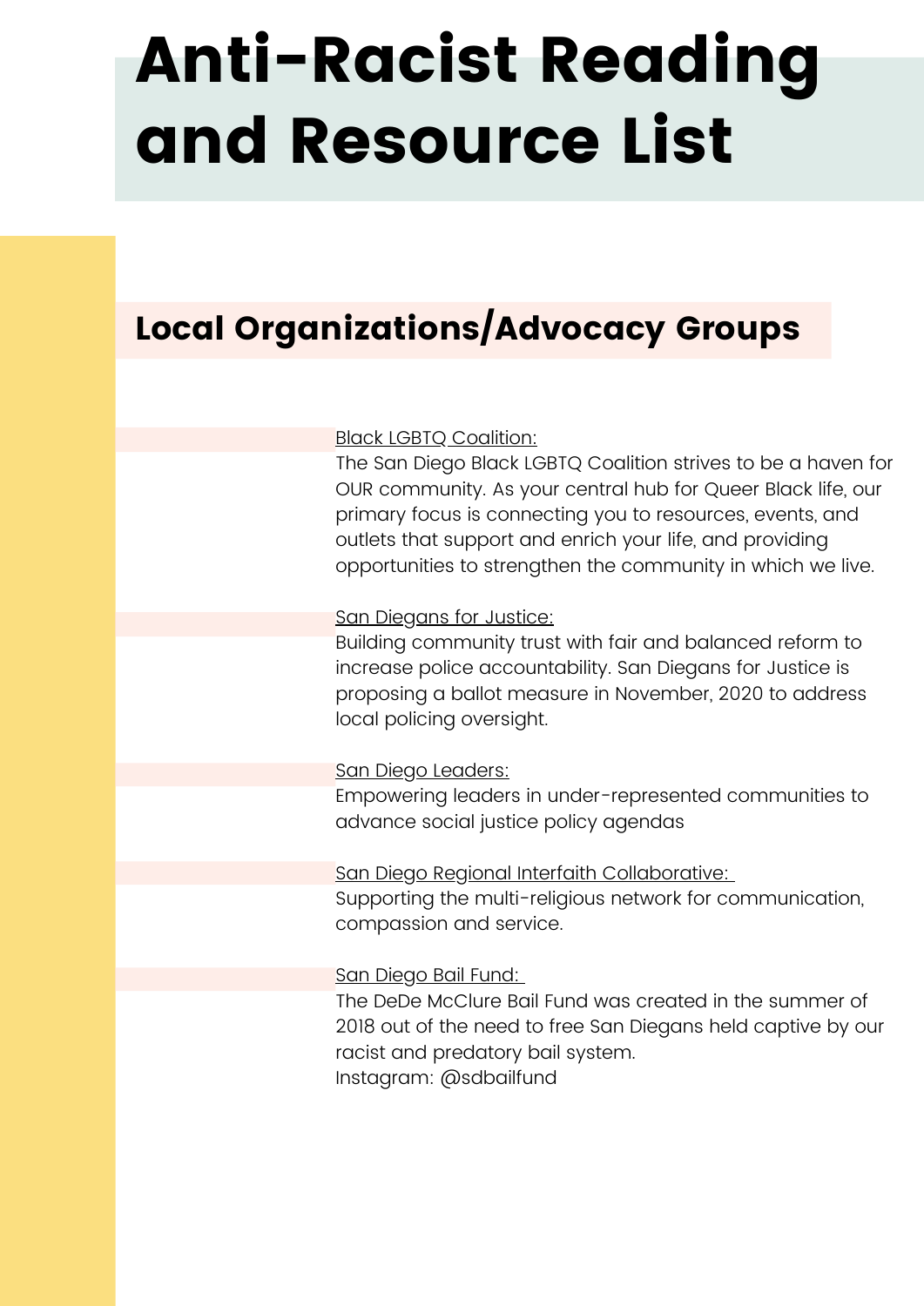# Anti-Racist Reading and Resource List

## Local Organizations/Advocacy Groups

Black LGBTQ Coalition:
The San Diego Black LGBTQ Coalition strives to be a haven for OUR community. As your central hub for Queer Black life, our primary focus is connecting you to resources, events, and outlets that support and enrich your life, and providing opportunities to strengthen the community in which we live.

San Diegans for Justice:
Building community trust with fair and balanced reform to increase police accountability. San Diegans for Justice is proposing a ballot measure in November, 2020 to address local policing oversight.

San Diego Leaders:
Empowering leaders in under-represented communities to advance social justice policy agendas

San Diego Regional Interfaith Collaborative:
Supporting the multi-religious network for communication, compassion and service.

San Diego Bail Fund:
The DeDe McClure Bail Fund was created in the summer of 2018 out of the need to free San Diegans held captive by our racist and predatory bail system.
Instagram: @sdbailfund